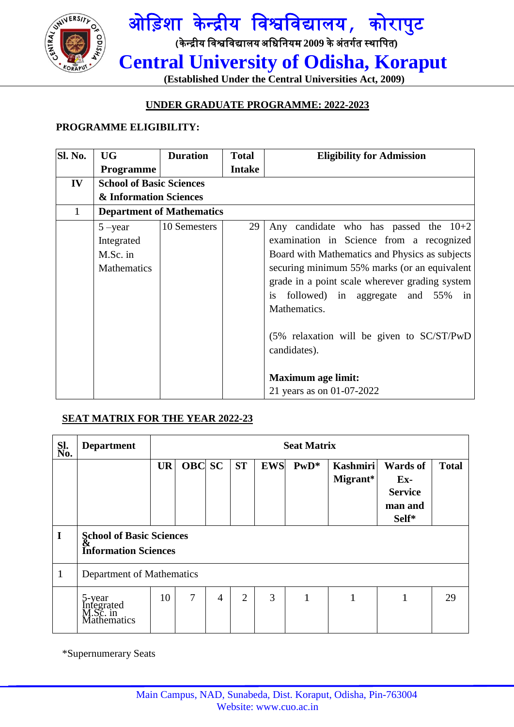# ओड़िशा केन्द्रीय विश्वविद्यालय, कोरापुट

**(केन्द्रीय विश्वविद्यालय अधिनियम 2009 के अंतर्गत स्थापित)**

# Central University of Odisha, Koraput

**(Established Under the Central Universities Act, 2009)**

## UNDER GRADUATE PROGRAMME: 2022-2023

### PROGRAMME ELIGIBILITY:

| Sl. No. | UG Programme | Duration | Total Intake | Eligibility for Admission |
|---|---|---|---|---|
| **IV** | **School of Basic Sciences & Information Sciences** | | | |
| 1 | **Department of Mathematics** | | | |
| | 5 –year Integrated M.Sc. in Mathematics | 10 Semesters | 29 | Any candidate who has passed the 10+2 examination in Science from a recognized Board with Mathematics and Physics as subjects securing minimum 55% marks (or an equivalent grade in a point scale wherever grading system is followed) in aggregate and 55% in Mathematics.<br><br>(5% relaxation will be given to SC/ST/PwD candidates).<br><br>**Maximum age limit:**<br>21 years as on 01-07-2022 |

### SEAT MATRIX FOR THE YEAR 2022-23

| Sl. No. | Department | Seat Matrix | | | | | | | | |
|---|---|---|---|---|---|---|---|---|---|---|
| | | UR | OBC | SC | ST | EWS | PwD* | Kashmiri Migrant* | Wards of Ex-Service man and Self* | Total |
| I | School of Basic Sciences & Information Sciences | | | | | | | | | |
| 1 | Department of Mathematics | | | | | | | | | |
| | 5-year Integrated M.Sc. in Mathematics | 10 | 7 | 4 | 2 | 3 | 1 | 1 | 1 | 29 |

*Supernumerary Seats

Main Campus, NAD, Sunabeda, Dist. Koraput, Odisha, Pin-763004
Website: www.cuo.ac.in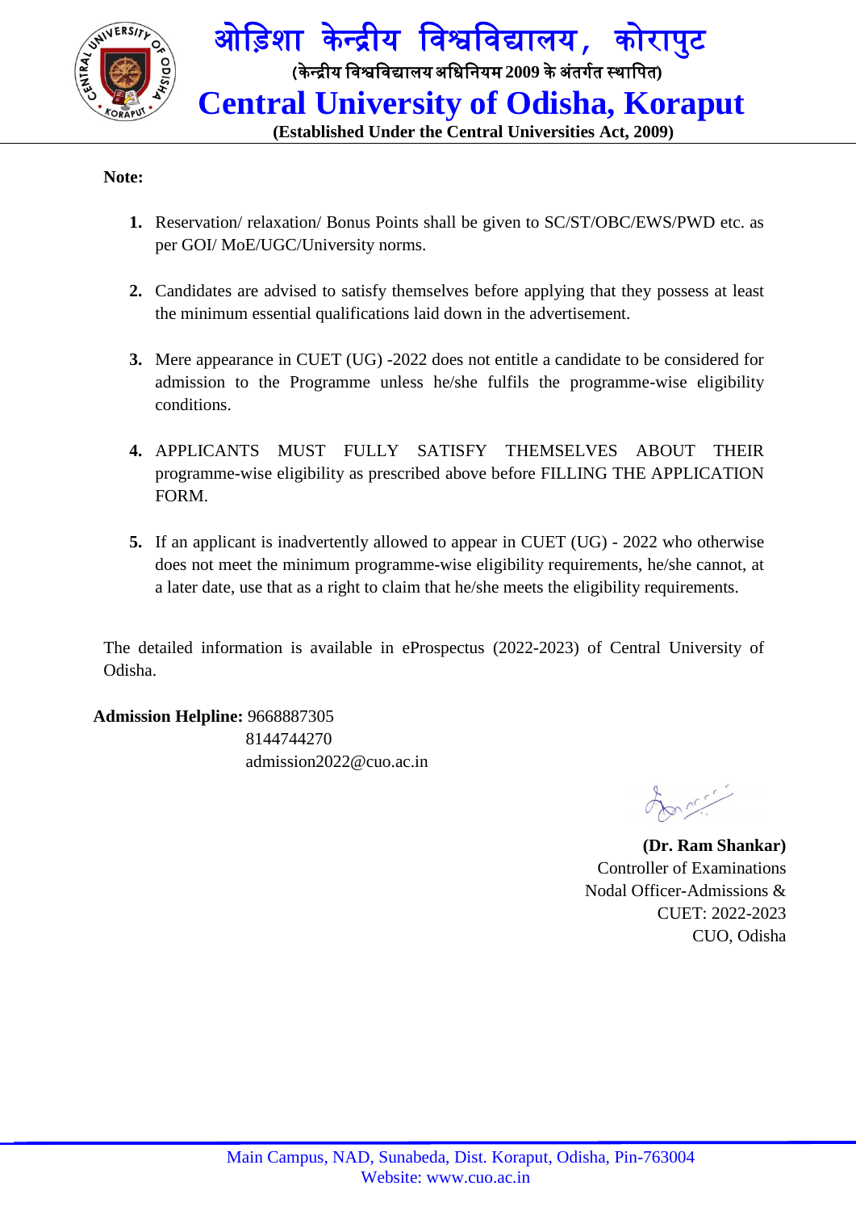# ओड़िशा केन्द्रीय विश्वविद्यालय, कोरापुट

**(केन्द्रीय विश्वविद्यालय अधिनियम 2009 के अंतर्गत स्थापित)**

# Central University of Odisha, Koraput

**(Established Under the Central Universities Act, 2009)**

**Note:**

1. Reservation/ relaxation/ Bonus Points shall be given to SC/ST/OBC/EWS/PWD etc. as per GOI/ MoE/UGC/University norms.
2. Candidates are advised to satisfy themselves before applying that they possess at least the minimum essential qualifications laid down in the advertisement.
3. Mere appearance in CUET (UG) -2022 does not entitle a candidate to be considered for admission to the Programme unless he/she fulfils the programme-wise eligibility conditions.
4. APPLICANTS MUST FULLY SATISFY THEMSELVES ABOUT THEIR programme-wise eligibility as prescribed above before FILLING THE APPLICATION FORM.
5. If an applicant is inadvertently allowed to appear in CUET (UG) - 2022 who otherwise does not meet the minimum programme-wise eligibility requirements, he/she cannot, at a later date, use that as a right to claim that he/she meets the eligibility requirements.

The detailed information is available in eProspectus (2022-2023) of Central University of Odisha.

**Admission Helpline:** 9668887305
8144744270
admission2022@cuo.ac.in

**(Dr. Ram Shankar)**
Controller of Examinations
Nodal Officer-Admissions &
CUET: 2022-2023
CUO, Odisha

Main Campus, NAD, Sunabeda, Dist. Koraput, Odisha, Pin-763004
Website: www.cuo.ac.in